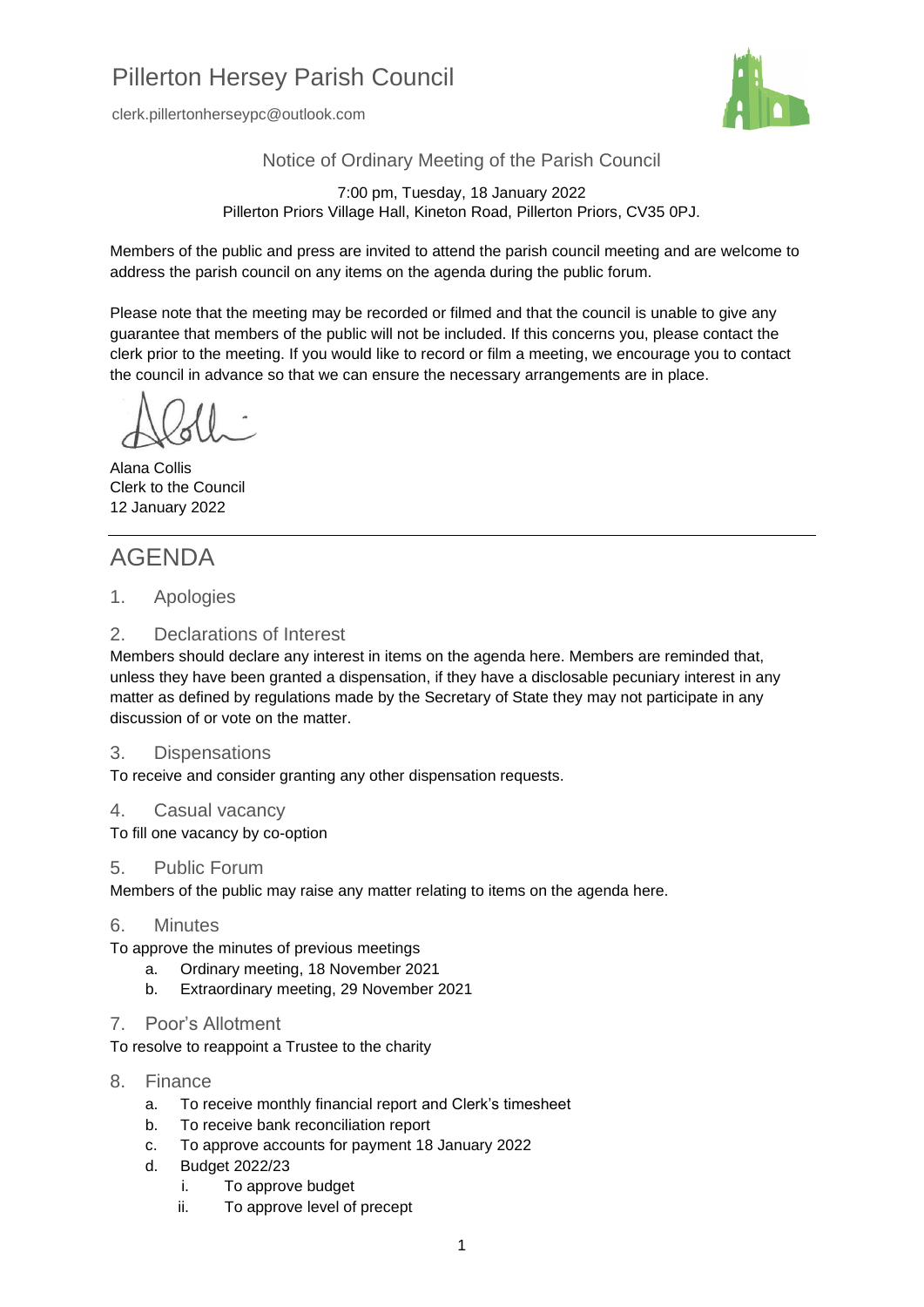# Pillerton Hersey Parish Council

clerk.pillertonherseypc@outlook.com

## Notice of Ordinary Meeting of the Parish Council

7:00 pm, Tuesday, 18 January 2022
Pillerton Priors Village Hall, Kineton Road, Pillerton Priors, CV35 0PJ.

Members of the public and press are invited to attend the parish council meeting and are welcome to address the parish council on any items on the agenda during the public forum.

Please note that the meeting may be recorded or filmed and that the council is unable to give any guarantee that members of the public will not be included. If this concerns you, please contact the clerk prior to the meeting. If you would like to record or film a meeting, we encourage you to contact the council in advance so that we can ensure the necessary arrangements are in place.

Alana Collis
Clerk to the Council
12 January 2022

---

# AGENDA

## 1. Apologies

## 2. Declarations of Interest

Members should declare any interest in items on the agenda here. Members are reminded that, unless they have been granted a dispensation, if they have a disclosable pecuniary interest in any matter as defined by regulations made by the Secretary of State they may not participate in any discussion of or vote on the matter.

## 3. Dispensations

To receive and consider granting any other dispensation requests.

## 4. Casual vacancy

To fill one vacancy by co-option

## 5. Public Forum

Members of the public may raise any matter relating to items on the agenda here.

## 6. Minutes

To approve the minutes of previous meetings

a. Ordinary meeting, 18 November 2021
b. Extraordinary meeting, 29 November 2021

## 7. Poor's Allotment

To resolve to reappoint a Trustee to the charity

## 8. Finance

a. To receive monthly financial report and Clerk's timesheet
b. To receive bank reconciliation report
c. To approve accounts for payment 18 January 2022
d. Budget 2022/23
   i. To approve budget
   ii. To approve level of precept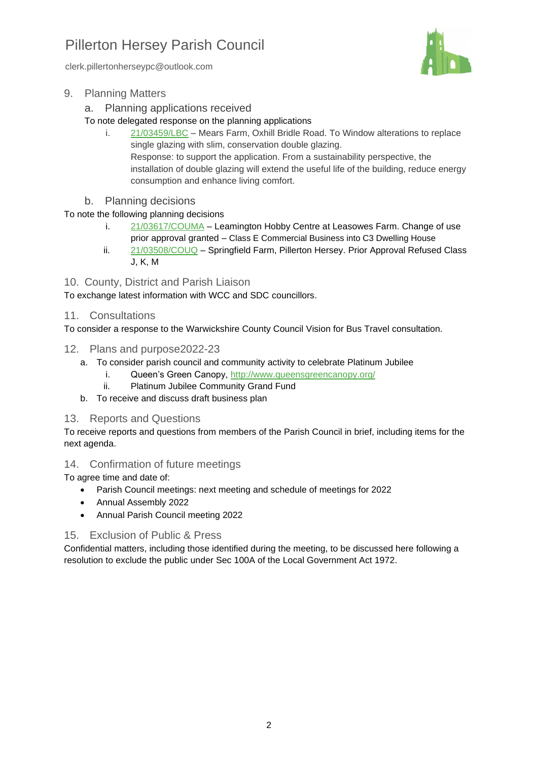# Pillerton Hersey Parish Council

clerk.pillertonherseypc@outlook.com

## 9. Planning Matters

### a. Planning applications received

To note delegated response on the planning applications

i. 21/03459/LBC – Mears Farm, Oxhill Bridle Road. To Window alterations to replace single glazing with slim, conservation double glazing.
Response: to support the application. From a sustainability perspective, the installation of double glazing will extend the useful life of the building, reduce energy consumption and enhance living comfort.

### b. Planning decisions

To note the following planning decisions

i. 21/03617/COUMA – Leamington Hobby Centre at Leasowes Farm. Change of use prior approval granted – Class E Commercial Business into C3 Dwelling House
ii. 21/03508/COUQ – Springfield Farm, Pillerton Hersey. Prior Approval Refused Class J, K, M

## 10. County, District and Parish Liaison

To exchange latest information with WCC and SDC councillors.

## 11. Consultations

To consider a response to the Warwickshire County Council Vision for Bus Travel consultation.

## 12. Plans and purpose2022-23

a. To consider parish council and community activity to celebrate Platinum Jubilee
   i. Queen's Green Canopy, http://www.queensgreencanopy.org/
   ii. Platinum Jubilee Community Grand Fund
b. To receive and discuss draft business plan

## 13. Reports and Questions

To receive reports and questions from members of the Parish Council in brief, including items for the next agenda.

## 14. Confirmation of future meetings

To agree time and date of:

- Parish Council meetings: next meeting and schedule of meetings for 2022
- Annual Assembly 2022
- Annual Parish Council meeting 2022

## 15. Exclusion of Public & Press

Confidential matters, including those identified during the meeting, to be discussed here following a resolution to exclude the public under Sec 100A of the Local Government Act 1972.